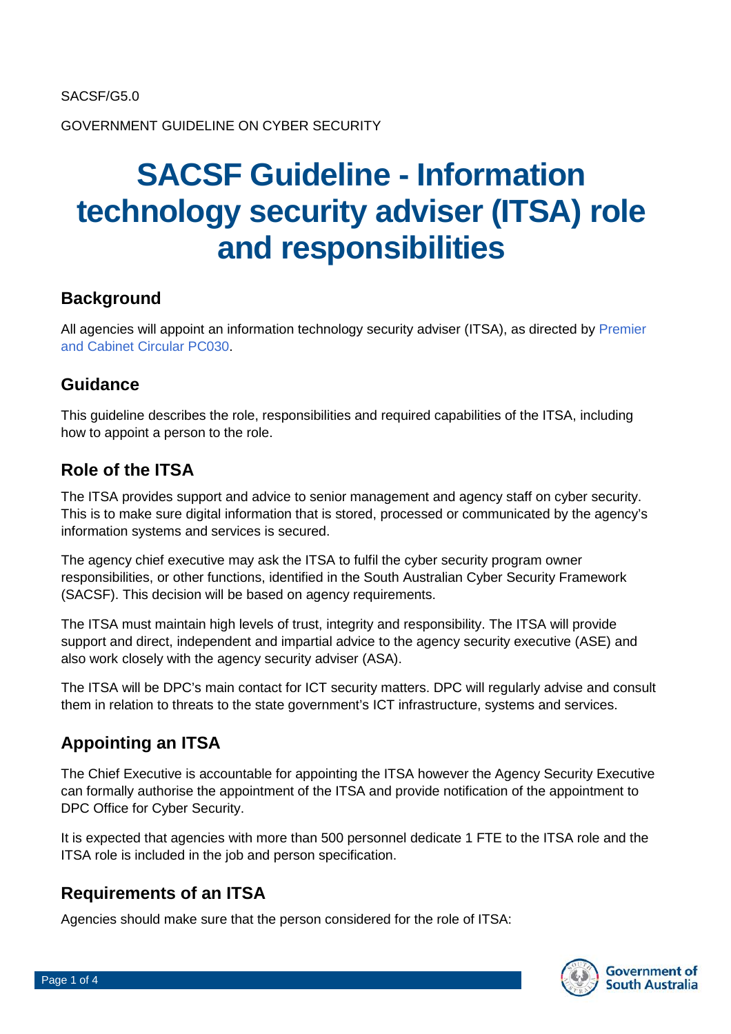SACSF/G5.0

GOVERNMENT GUIDELINE ON CYBER SECURITY

# SACSF Guideline - Information technology security adviser (ITSA) role and responsibilities

## Background

All agencies will appoint an information technology security adviser (ITSA), as directed by Premier and Cabinet Circular PC030.

## Guidance

This guideline describes the role, responsibilities and required capabilities of the ITSA, including how to appoint a person to the role.

## Role of the ITSA

The ITSA provides support and advice to senior management and agency staff on cyber security. This is to make sure digital information that is stored, processed or communicated by the agency's information systems and services is secured.

The agency chief executive may ask the ITSA to fulfil the cyber security program owner responsibilities, or other functions, identified in the South Australian Cyber Security Framework (SACSF). This decision will be based on agency requirements.

The ITSA must maintain high levels of trust, integrity and responsibility. The ITSA will provide support and direct, independent and impartial advice to the agency security executive (ASE) and also work closely with the agency security adviser (ASA).

The ITSA will be DPC's main contact for ICT security matters. DPC will regularly advise and consult them in relation to threats to the state government's ICT infrastructure, systems and services.

## Appointing an ITSA

The Chief Executive is accountable for appointing the ITSA however the Agency Security Executive can formally authorise the appointment of the ITSA and provide notification of the appointment to DPC Office for Cyber Security.

It is expected that agencies with more than 500 personnel dedicate 1 FTE to the ITSA role and the ITSA role is included in the job and person specification.

## Requirements of an ITSA

Agencies should make sure that the person considered for the role of ITSA: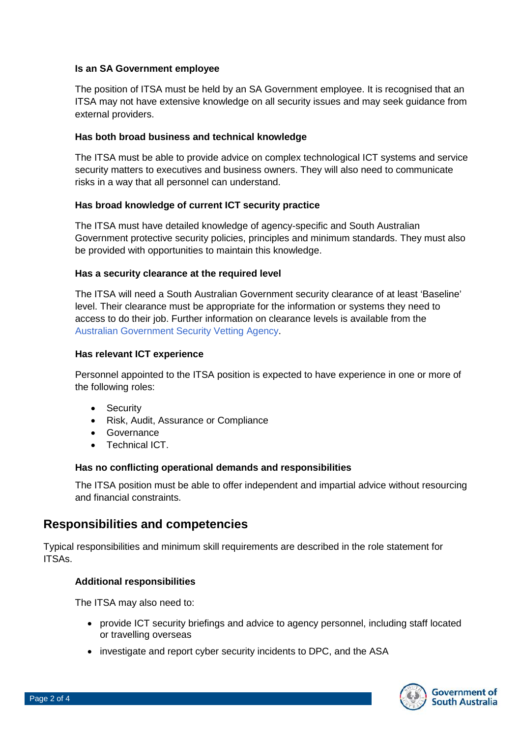### Is an SA Government employee

The position of ITSA must be held by an SA Government employee. It is recognised that an ITSA may not have extensive knowledge on all security issues and may seek guidance from external providers.

### Has both broad business and technical knowledge

The ITSA must be able to provide advice on complex technological ICT systems and service security matters to executives and business owners. They will also need to communicate risks in a way that all personnel can understand.

### Has broad knowledge of current ICT security practice

The ITSA must have detailed knowledge of agency-specific and South Australian Government protective security policies, principles and minimum standards. They must also be provided with opportunities to maintain this knowledge.

### Has a security clearance at the required level

The ITSA will need a South Australian Government security clearance of at least 'Baseline' level. Their clearance must be appropriate for the information or systems they need to access to do their job. Further information on clearance levels is available from the Australian Government Security Vetting Agency.

### Has relevant ICT experience

Personnel appointed to the ITSA position is expected to have experience in one or more of the following roles:

- Security
- Risk, Audit, Assurance or Compliance
- Governance
- Technical ICT.

### Has no conflicting operational demands and responsibilities

The ITSA position must be able to offer independent and impartial advice without resourcing and financial constraints.

## Responsibilities and competencies

Typical responsibilities and minimum skill requirements are described in the role statement for ITSAs.

### Additional responsibilities

The ITSA may also need to:

- provide ICT security briefings and advice to agency personnel, including staff located or travelling overseas
- investigate and report cyber security incidents to DPC, and the ASA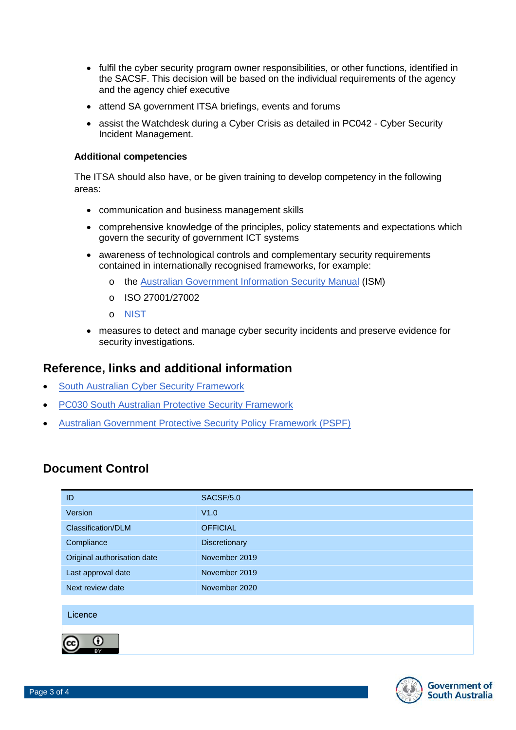- fulfil the cyber security program owner responsibilities, or other functions, identified in the SACSF. This decision will be based on the individual requirements of the agency and the agency chief executive
- attend SA government ITSA briefings, events and forums
- assist the Watchdesk during a Cyber Crisis as detailed in PC042 - Cyber Security Incident Management.

### Additional competencies

The ITSA should also have, or be given training to develop competency in the following areas:

- communication and business management skills
- comprehensive knowledge of the principles, policy statements and expectations which govern the security of government ICT systems
- awareness of technological controls and complementary security requirements contained in internationally recognised frameworks, for example:
  - the Australian Government Information Security Manual (ISM)
  - ISO 27001/27002
  - NIST
- measures to detect and manage cyber security incidents and preserve evidence for security investigations.

## Reference, links and additional information

- South Australian Cyber Security Framework
- PC030 South Australian Protective Security Framework
- Australian Government Protective Security Policy Framework (PSPF)

## Document Control

| ID | SACSF/5.0 |
|---|---|
| Version | V1.0 |
| Classification/DLM | OFFICIAL |
| Compliance | Discretionary |
| Original authorisation date | November 2019 |
| Last approval date | November 2019 |
| Next review date | November 2020 |

| Licence |
|---|
| CC BY |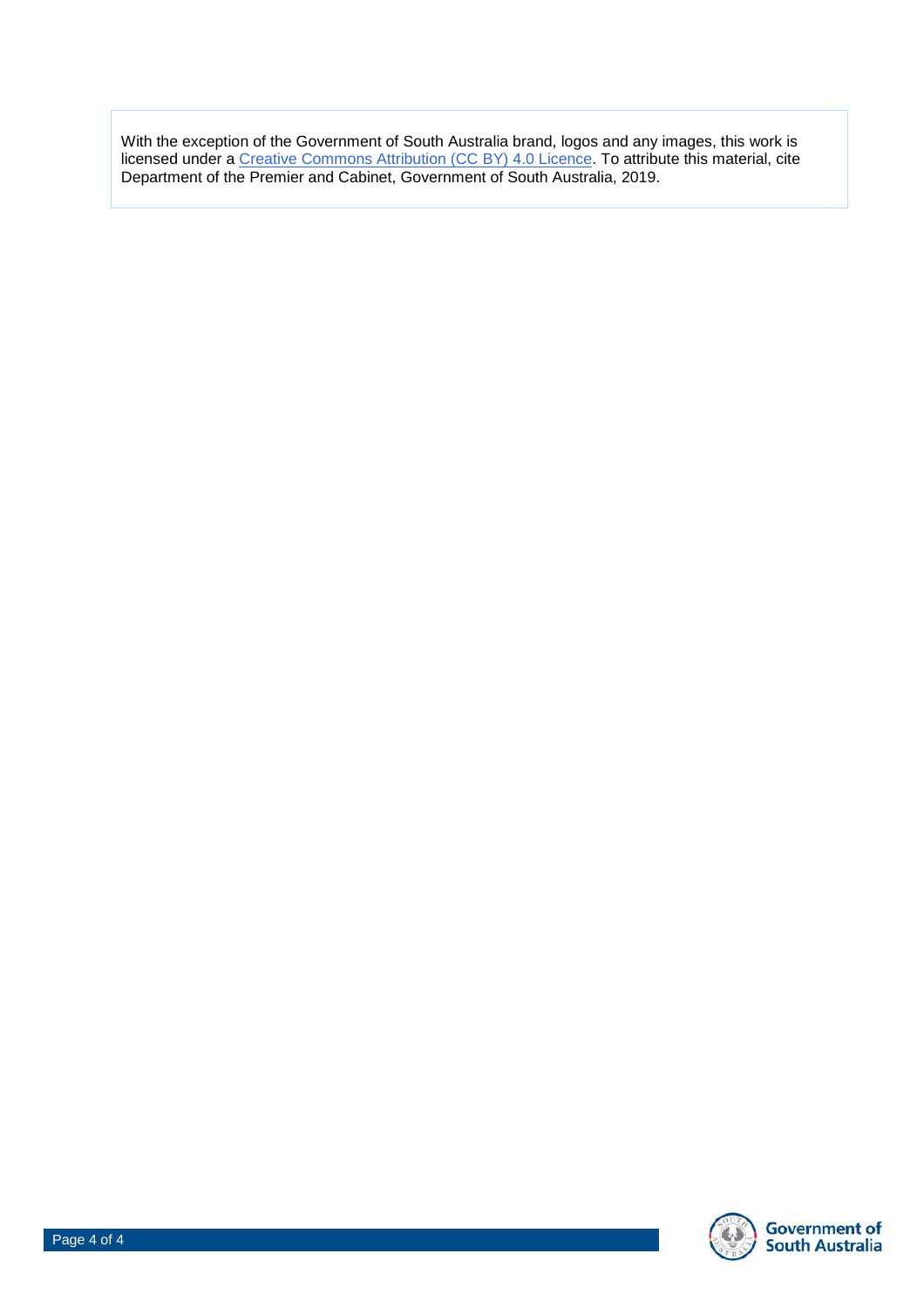With the exception of the Government of South Australia brand, logos and any images, this work is licensed under a [Creative Commons Attribution (CC BY) 4.0 Licence](https://creativecommons.org/licenses/by/4.0/). To attribute this material, cite Department of the Premier and Cabinet, Government of South Australia, 2019.